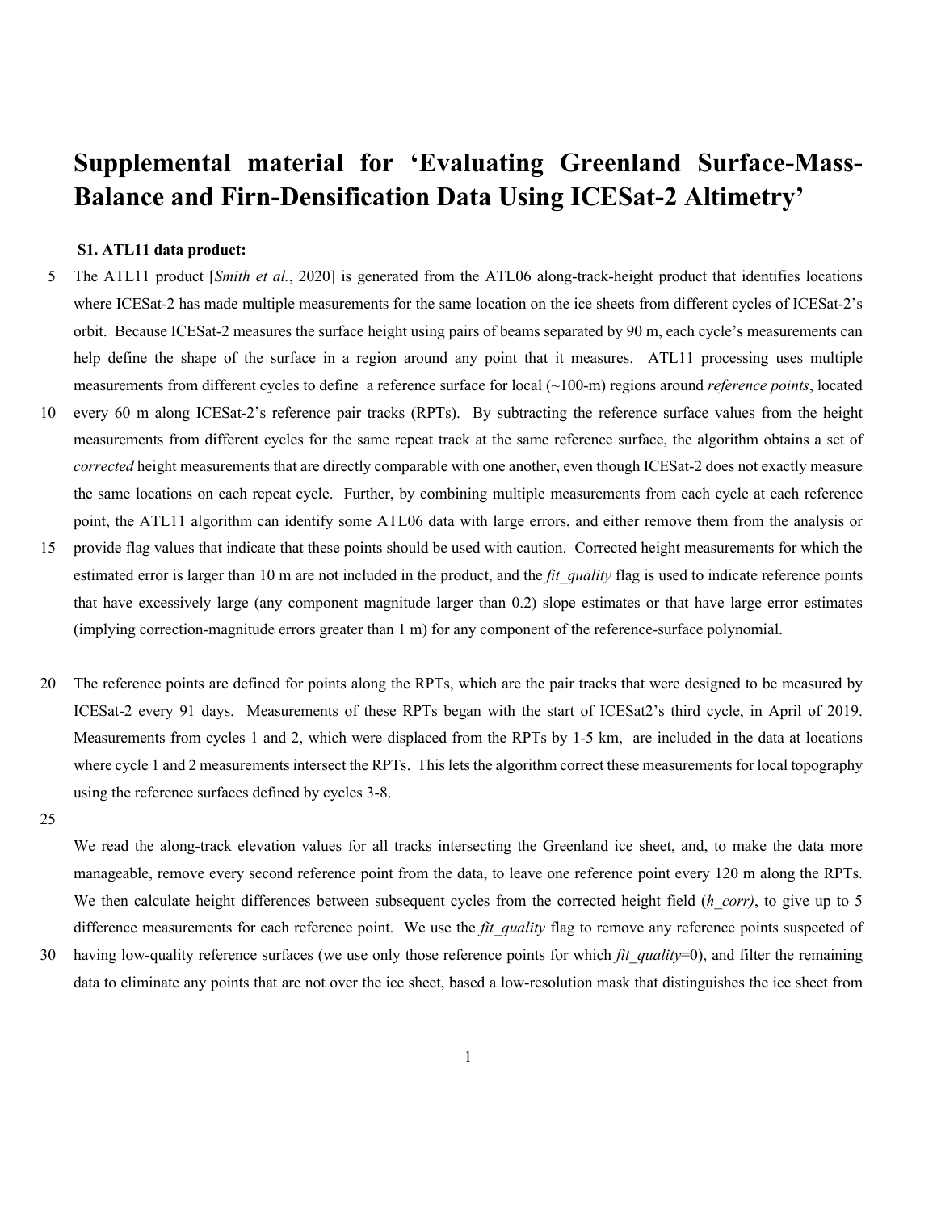# Supplemental material for 'Evaluating Greenland Surface-Mass-Balance and Firn-Densification Data Using ICESat-2 Altimetry'

## S1. ATL11 data product:

The ATL11 product [*Smith et al.*, 2020] is generated from the ATL06 along-track-height product that identifies locations where ICESat-2 has made multiple measurements for the same location on the ice sheets from different cycles of ICESat-2's orbit. Because ICESat-2 measures the surface height using pairs of beams separated by 90 m, each cycle's measurements can help define the shape of the surface in a region around any point that it measures. ATL11 processing uses multiple measurements from different cycles to define a reference surface for local (~100-m) regions around *reference points*, located every 60 m along ICESat-2's reference pair tracks (RPTs). By subtracting the reference surface values from the height measurements from different cycles for the same repeat track at the same reference surface, the algorithm obtains a set of *corrected* height measurements that are directly comparable with one another, even though ICESat-2 does not exactly measure the same locations on each repeat cycle. Further, by combining multiple measurements from each cycle at each reference point, the ATL11 algorithm can identify some ATL06 data with large errors, and either remove them from the analysis or provide flag values that indicate that these points should be used with caution. Corrected height measurements for which the estimated error is larger than 10 m are not included in the product, and the *fit_quality* flag is used to indicate reference points that have excessively large (any component magnitude larger than 0.2) slope estimates or that have large error estimates (implying correction-magnitude errors greater than 1 m) for any component of the reference-surface polynomial.

The reference points are defined for points along the RPTs, which are the pair tracks that were designed to be measured by ICESat-2 every 91 days. Measurements of these RPTs began with the start of ICESat2's third cycle, in April of 2019. Measurements from cycles 1 and 2, which were displaced from the RPTs by 1-5 km, are included in the data at locations where cycle 1 and 2 measurements intersect the RPTs. This lets the algorithm correct these measurements for local topography using the reference surfaces defined by cycles 3-8.

We read the along-track elevation values for all tracks intersecting the Greenland ice sheet, and, to make the data more manageable, remove every second reference point from the data, to leave one reference point every 120 m along the RPTs. We then calculate height differences between subsequent cycles from the corrected height field (*h_corr)*, to give up to 5 difference measurements for each reference point. We use the *fit_quality* flag to remove any reference points suspected of having low-quality reference surfaces (we use only those reference points for which *fit_quality*=0), and filter the remaining data to eliminate any points that are not over the ice sheet, based a low-resolution mask that distinguishes the ice sheet from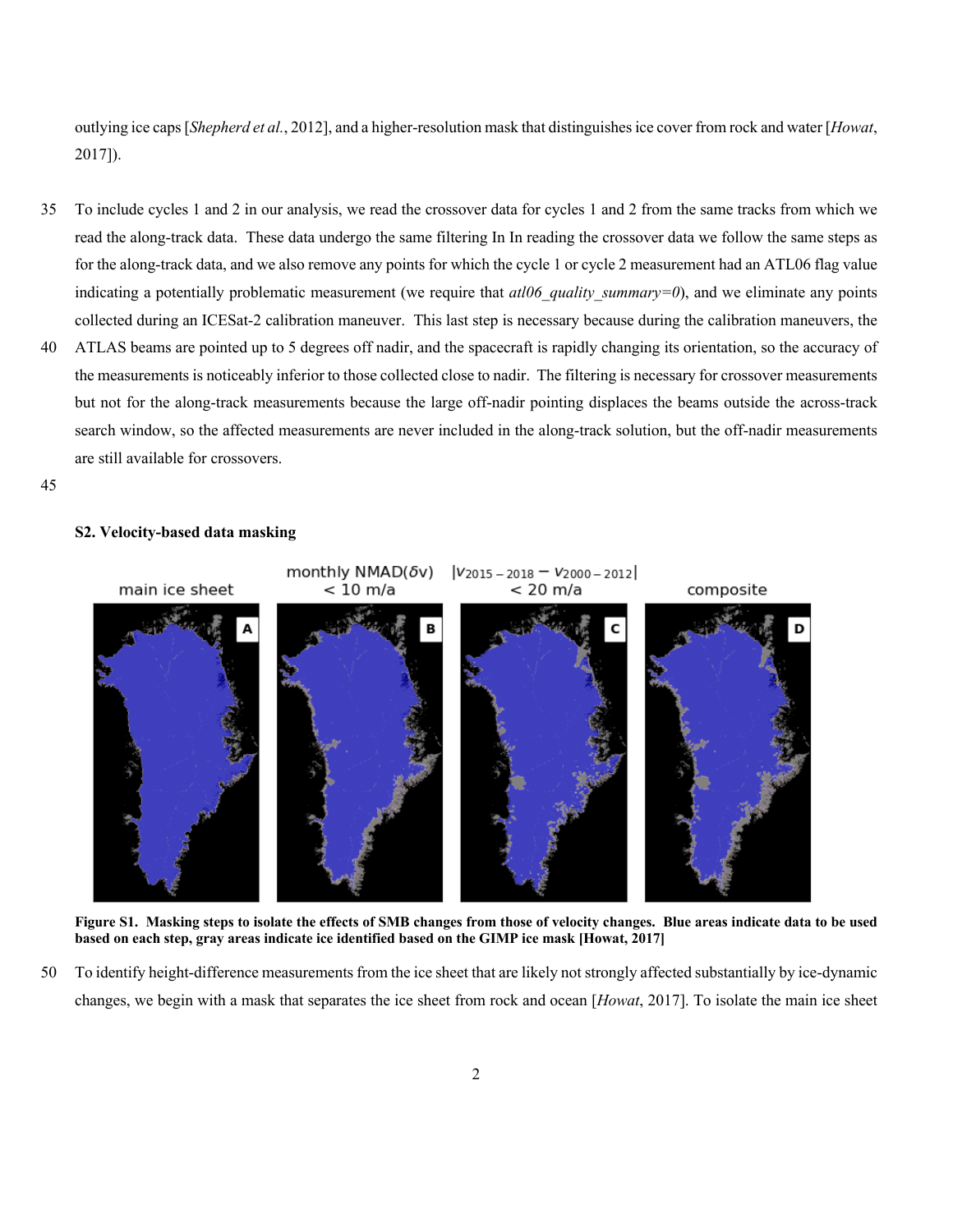outlying ice caps [*Shepherd et al.*, 2012], and a higher-resolution mask that distinguishes ice cover from rock and water [*Howat*, 2017]).

To include cycles 1 and 2 in our analysis, we read the crossover data for cycles 1 and 2 from the same tracks from which we read the along-track data. These data undergo the same filtering In In reading the crossover data we follow the same steps as for the along-track data, and we also remove any points for which the cycle 1 or cycle 2 measurement had an ATL06 flag value indicating a potentially problematic measurement (we require that *atl06_quality_summary=0*), and we eliminate any points collected during an ICESat-2 calibration maneuver. This last step is necessary because during the calibration maneuvers, the ATLAS beams are pointed up to 5 degrees off nadir, and the spacecraft is rapidly changing its orientation, so the accuracy of the measurements is noticeably inferior to those collected close to nadir. The filtering is necessary for crossover measurements but not for the along-track measurements because the large off-nadir pointing displaces the beams outside the across-track search window, so the affected measurements are never included in the along-track solution, but the off-nadir measurements are still available for crossovers.

## S2. Velocity-based data masking

**Figure S1. Masking steps to isolate the effects of SMB changes from those of velocity changes. Blue areas indicate data to be used based on each step, gray areas indicate ice identified based on the GIMP ice mask [Howat, 2017]**

To identify height-difference measurements from the ice sheet that are likely not strongly affected substantially by ice-dynamic changes, we begin with a mask that separates the ice sheet from rock and ocean [*Howat*, 2017]. To isolate the main ice sheet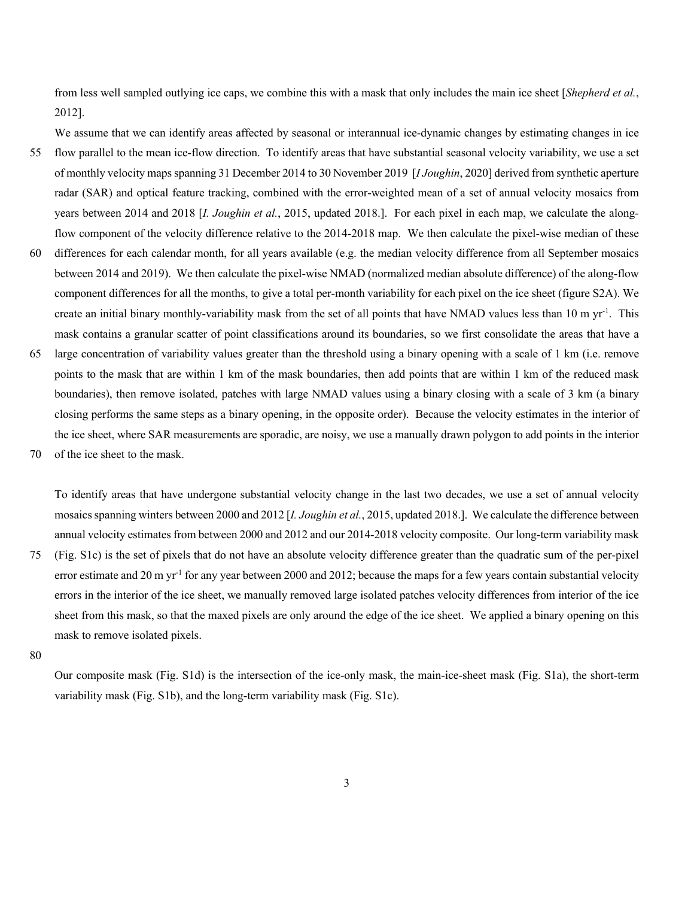from less well sampled outlying ice caps, we combine this with a mask that only includes the main ice sheet [*Shepherd et al.*, 2012].

We assume that we can identify areas affected by seasonal or interannual ice-dynamic changes by estimating changes in ice flow parallel to the mean ice-flow direction. To identify areas that have substantial seasonal velocity variability, we use a set of monthly velocity maps spanning 31 December 2014 to 30 November 2019 [*I Joughin*, 2020] derived from synthetic aperture radar (SAR) and optical feature tracking, combined with the error-weighted mean of a set of annual velocity mosaics from years between 2014 and 2018 [*I. Joughin et al.*, 2015, updated 2018.]. For each pixel in each map, we calculate the along-flow component of the velocity difference relative to the 2014-2018 map. We then calculate the pixel-wise median of these differences for each calendar month, for all years available (e.g. the median velocity difference from all September mosaics between 2014 and 2019). We then calculate the pixel-wise NMAD (normalized median absolute difference) of the along-flow component differences for all the months, to give a total per-month variability for each pixel on the ice sheet (figure S2A). We create an initial binary monthly-variability mask from the set of all points that have NMAD values less than 10 m $yr^{-1}$. This mask contains a granular scatter of point classifications around its boundaries, so we first consolidate the areas that have a large concentration of variability values greater than the threshold using a binary opening with a scale of 1 km (i.e. remove points to the mask that are within 1 km of the mask boundaries, then add points that are within 1 km of the reduced mask boundaries), then remove isolated, patches with large NMAD values using a binary closing with a scale of 3 km (a binary closing performs the same steps as a binary opening, in the opposite order). Because the velocity estimates in the interior of the ice sheet, where SAR measurements are sporadic, are noisy, we use a manually drawn polygon to add points in the interior of the ice sheet to the mask.

To identify areas that have undergone substantial velocity change in the last two decades, we use a set of annual velocity mosaics spanning winters between 2000 and 2012 [*I. Joughin et al.*, 2015, updated 2018.]. We calculate the difference between annual velocity estimates from between 2000 and 2012 and our 2014-2018 velocity composite. Our long-term variability mask (Fig. S1c) is the set of pixels that do not have an absolute velocity difference greater than the quadratic sum of the per-pixel error estimate and 20 m $yr^{-1}$ for any year between 2000 and 2012; because the maps for a few years contain substantial velocity errors in the interior of the ice sheet, we manually removed large isolated patches velocity differences from interior of the ice sheet from this mask, so that the maxed pixels are only around the edge of the ice sheet. We applied a binary opening on this mask to remove isolated pixels.

Our composite mask (Fig. S1d) is the intersection of the ice-only mask, the main-ice-sheet mask (Fig. S1a), the short-term variability mask (Fig. S1b), and the long-term variability mask (Fig. S1c).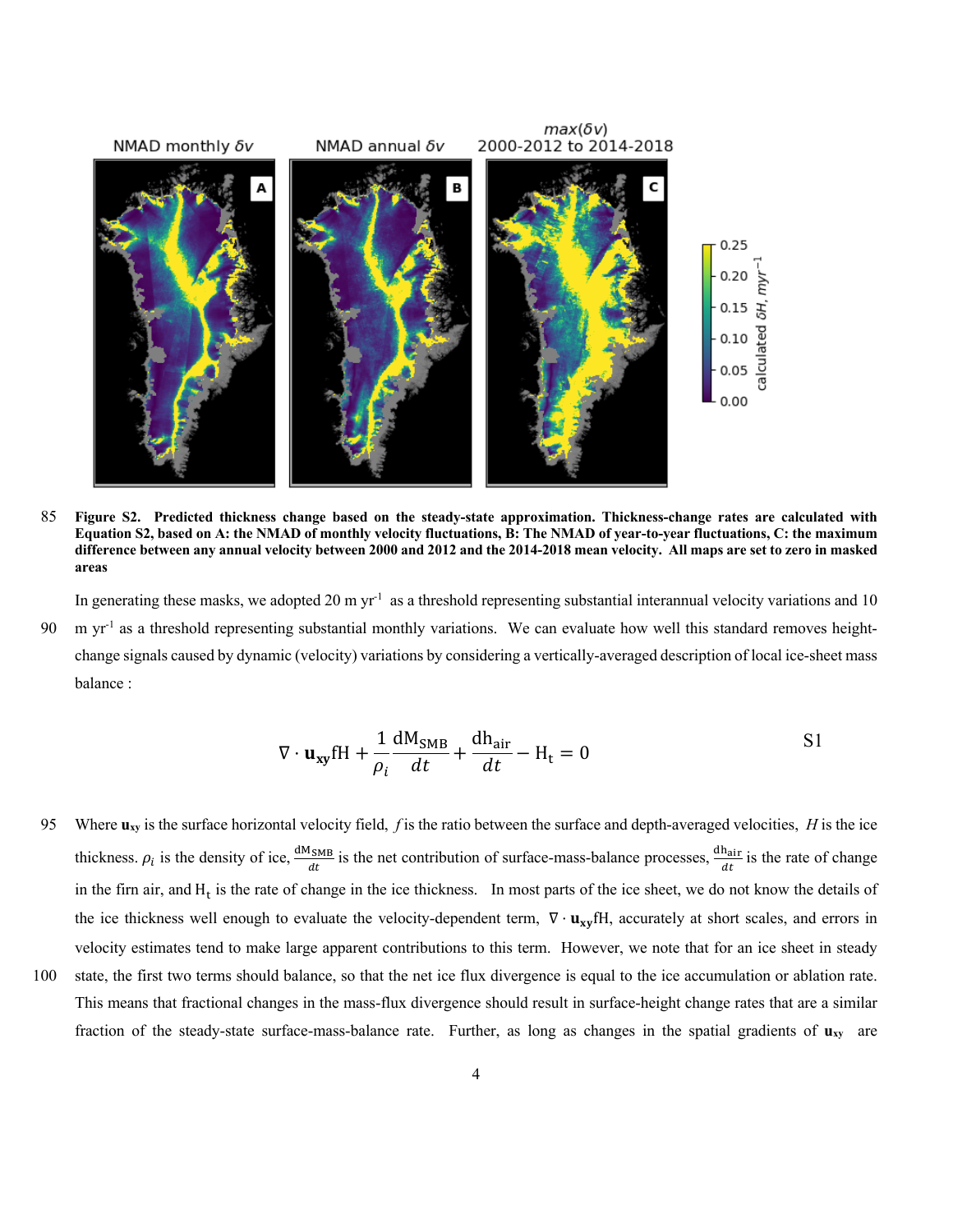**Figure S2. Predicted thickness change based on the steady-state approximation. Thickness-change rates are calculated with Equation S2, based on A: the NMAD of monthly velocity fluctuations, B: The NMAD of year-to-year fluctuations, C: the maximum difference between any annual velocity between 2000 and 2012 and the 2014-2018 mean velocity. All maps are set to zero in masked areas**

In generating these masks, we adopted 20 m yr$^{-1}$ as a threshold representing substantial interannual velocity variations and 10 m yr$^{-1}$ as a threshold representing substantial monthly variations. We can evaluate how well this standard removes height-change signals caused by dynamic (velocity) variations by considering a vertically-averaged description of local ice-sheet mass balance :

$$\nabla \cdot \mathbf{u_{xy}} \mathrm{f H} + \frac{1}{\rho_i}\frac{\mathrm{dM_{SMB}}}{dt} + \frac{\mathrm{dh_{air}}}{dt} - \mathrm{H_t} = 0 \qquad \text{S1}$$

Where $\mathbf{u_{xy}}$ is the surface horizontal velocity field, $f$ is the ratio between the surface and depth-averaged velocities, $H$ is the ice thickness. $\rho_i$ is the density of ice, $\frac{\mathrm{dM_{SMB}}}{dt}$ is the net contribution of surface-mass-balance processes, $\frac{\mathrm{dh_{air}}}{dt}$ is the rate of change in the firn air, and $\mathrm{H_t}$ is the rate of change in the ice thickness. In most parts of the ice sheet, we do not know the details of the ice thickness well enough to evaluate the velocity-dependent term, $\nabla \cdot \mathbf{u_{xy}}\mathrm{fH}$, accurately at short scales, and errors in velocity estimates tend to make large apparent contributions to this term. However, we note that for an ice sheet in steady state, the first two terms should balance, so that the net ice flux divergence is equal to the ice accumulation or ablation rate. This means that fractional changes in the mass-flux divergence should result in surface-height change rates that are a similar fraction of the steady-state surface-mass-balance rate. Further, as long as changes in the spatial gradients of $\mathbf{u_{xy}}$ are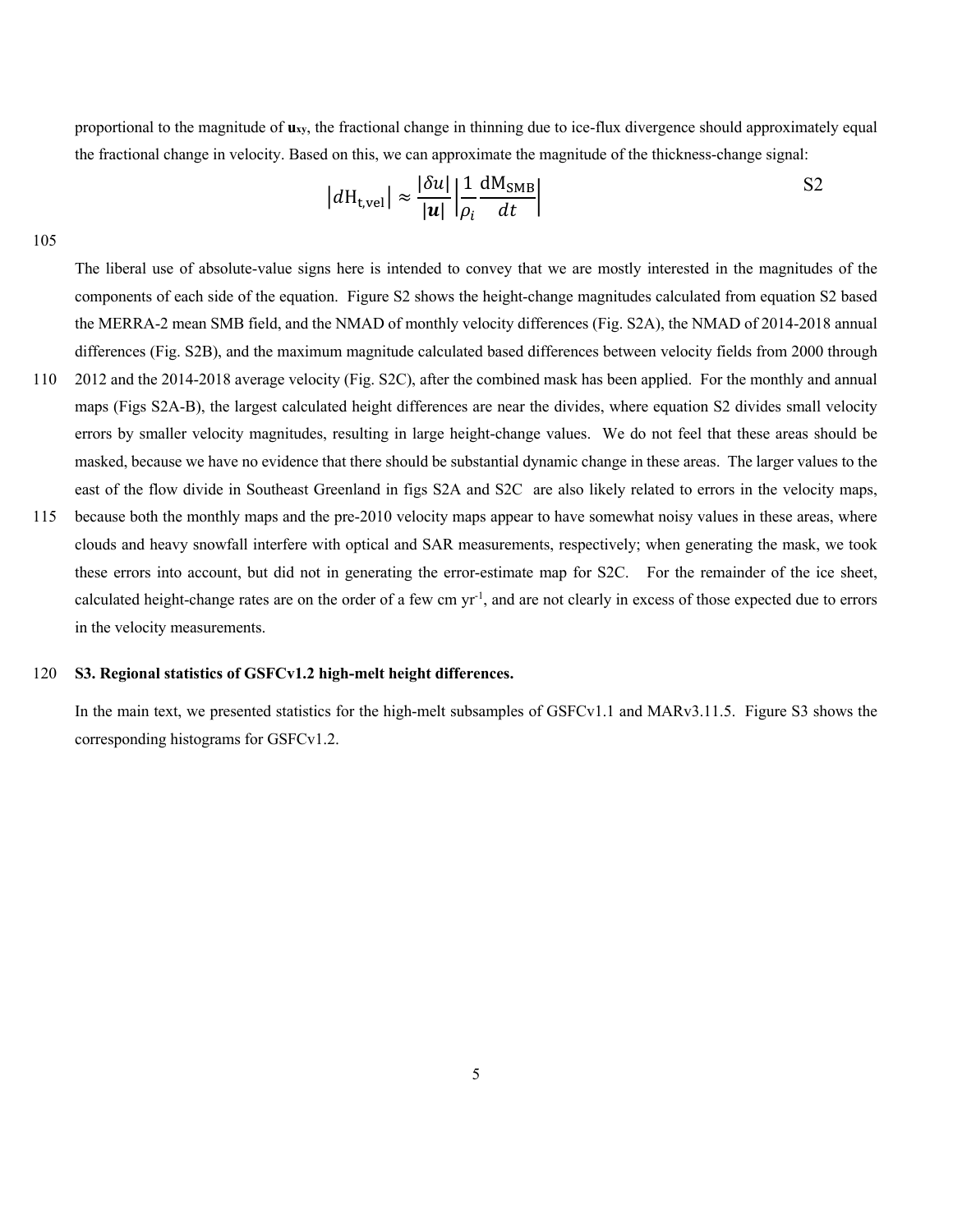proportional to the magnitude of $\mathbf{u}_{xy}$, the fractional change in thinning due to ice-flux divergence should approximately equal the fractional change in velocity. Based on this, we can approximate the magnitude of the thickness-change signal:

$$\left| d\mathrm{H}_{\mathrm{t,vel}} \right| \approx \frac{|\delta u|}{|\boldsymbol{u}|} \left| \frac{1}{\rho_i} \frac{\mathrm{dM}_{\mathrm{SMB}}}{dt} \right| \qquad \text{S2}$$

The liberal use of absolute-value signs here is intended to convey that we are mostly interested in the magnitudes of the components of each side of the equation. Figure S2 shows the height-change magnitudes calculated from equation S2 based the MERRA-2 mean SMB field, and the NMAD of monthly velocity differences (Fig. S2A), the NMAD of 2014-2018 annual differences (Fig. S2B), and the maximum magnitude calculated based differences between velocity fields from 2000 through 2012 and the 2014-2018 average velocity (Fig. S2C), after the combined mask has been applied. For the monthly and annual maps (Figs S2A-B), the largest calculated height differences are near the divides, where equation S2 divides small velocity errors by smaller velocity magnitudes, resulting in large height-change values. We do not feel that these areas should be masked, because we have no evidence that there should be substantial dynamic change in these areas. The larger values to the east of the flow divide in Southeast Greenland in figs S2A and S2C are also likely related to errors in the velocity maps, because both the monthly maps and the pre-2010 velocity maps appear to have somewhat noisy values in these areas, where clouds and heavy snowfall interfere with optical and SAR measurements, respectively; when generating the mask, we took these errors into account, but did not in generating the error-estimate map for S2C. For the remainder of the ice sheet, calculated height-change rates are on the order of a few cm $\mathrm{yr}^{-1}$, and are not clearly in excess of those expected due to errors in the velocity measurements.

## S3. Regional statistics of GSFCv1.2 high-melt height differences.

In the main text, we presented statistics for the high-melt subsamples of GSFCv1.1 and MARv3.11.5. Figure S3 shows the corresponding histograms for GSFCv1.2.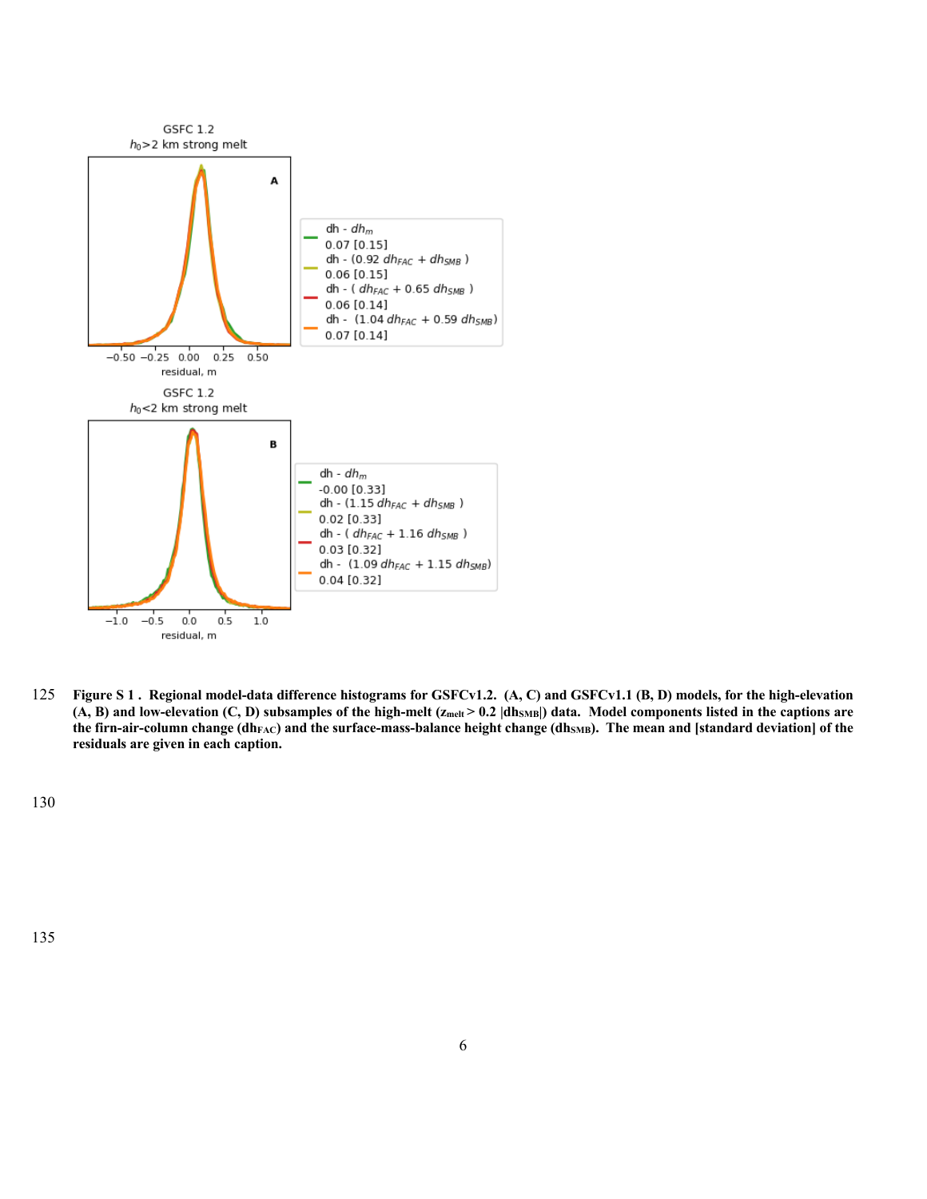GSFC 1.2
$h_0$>2 km strong melt

A

dh - $dh_m$
0.07 [0.15]
dh - (0.92 $dh_{FAC}$ + $dh_{SMB}$ )
0.06 [0.15]
dh - ( $dh_{FAC}$ + 0.65 $dh_{SMB}$ )
0.06 [0.14]
dh - (1.04 $dh_{FAC}$ + 0.59 $dh_{SMB}$)
0.07 [0.14]

residual, m

GSFC 1.2
$h_0$<2 km strong melt

B

dh - $dh_m$
-0.00 [0.33]
dh - (1.15 $dh_{FAC}$ + $dh_{SMB}$ )
0.02 [0.33]
dh - ( $dh_{FAC}$ + 1.16 $dh_{SMB}$ )
0.03 [0.32]
dh - (1.09 $dh_{FAC}$ + 1.15 $dh_{SMB}$)
0.04 [0.32]

residual, m

**Figure S 1 . Regional model-data difference histograms for GSFCv1.2. (A, C) and GSFCv1.1 (B, D) models, for the high-elevation (A, B) and low-elevation (C, D) subsamples of the high-melt ($z_{melt}$ > 0.2 $|dh_{SMB}|$) data. Model components listed in the captions are the firn-air-column change ($dh_{FAC}$) and the surface-mass-balance height change ($dh_{SMB}$). The mean and [standard deviation] of the residuals are given in each caption.**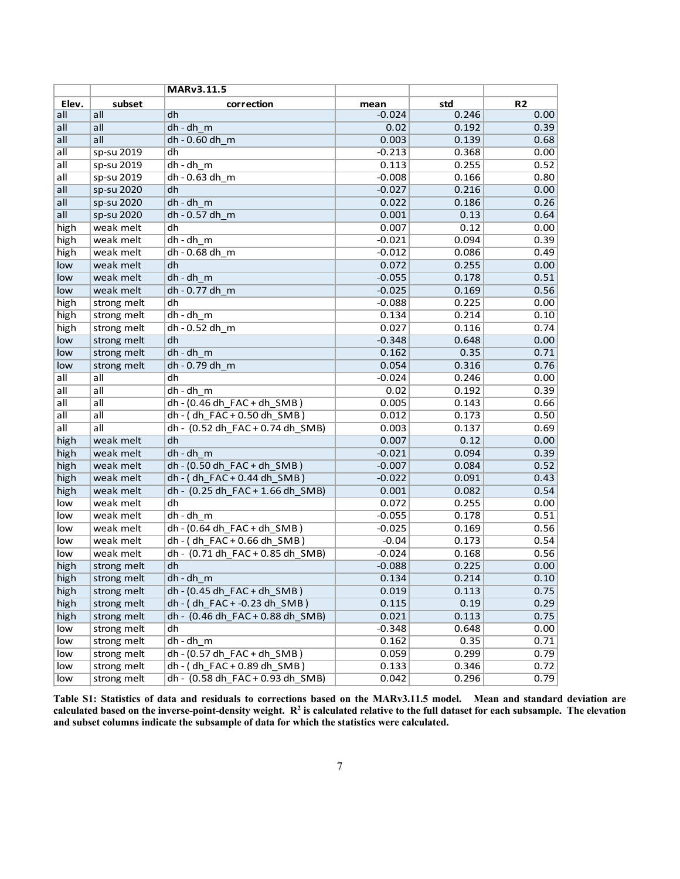| | | MARv3.11.5 | | | |
|---|---|---|---|---|---|
| Elev. | subset | correction | mean | std | R2 |
| all | all | dh | -0.024 | 0.246 | 0.00 |
| all | all | dh - dh_m | 0.02 | 0.192 | 0.39 |
| all | all | dh - 0.60 dh_m | 0.003 | 0.139 | 0.68 |
| all | sp-su 2019 | dh | -0.213 | 0.368 | 0.00 |
| all | sp-su 2019 | dh - dh_m | 0.113 | 0.255 | 0.52 |
| all | sp-su 2019 | dh - 0.63 dh_m | -0.008 | 0.166 | 0.80 |
| all | sp-su 2020 | dh | -0.027 | 0.216 | 0.00 |
| all | sp-su 2020 | dh - dh_m | 0.022 | 0.186 | 0.26 |
| all | sp-su 2020 | dh - 0.57 dh_m | 0.001 | 0.13 | 0.64 |
| high | weak melt | dh | 0.007 | 0.12 | 0.00 |
| high | weak melt | dh - dh_m | -0.021 | 0.094 | 0.39 |
| high | weak melt | dh - 0.68 dh_m | -0.012 | 0.086 | 0.49 |
| low | weak melt | dh | 0.072 | 0.255 | 0.00 |
| low | weak melt | dh - dh_m | -0.055 | 0.178 | 0.51 |
| low | weak melt | dh - 0.77 dh_m | -0.025 | 0.169 | 0.56 |
| high | strong melt | dh | -0.088 | 0.225 | 0.00 |
| high | strong melt | dh - dh_m | 0.134 | 0.214 | 0.10 |
| high | strong melt | dh - 0.52 dh_m | 0.027 | 0.116 | 0.74 |
| low | strong melt | dh | -0.348 | 0.648 | 0.00 |
| low | strong melt | dh - dh_m | 0.162 | 0.35 | 0.71 |
| low | strong melt | dh - 0.79 dh_m | 0.054 | 0.316 | 0.76 |
| all | all | dh | -0.024 | 0.246 | 0.00 |
| all | all | dh - dh_m | 0.02 | 0.192 | 0.39 |
| all | all | dh - (0.46 dh_FAC + dh_SMB ) | 0.005 | 0.143 | 0.66 |
| all | all | dh - ( dh_FAC + 0.50 dh_SMB ) | 0.012 | 0.173 | 0.50 |
| all | all | dh - (0.52 dh_FAC + 0.74 dh_SMB) | 0.003 | 0.137 | 0.69 |
| high | weak melt | dh | 0.007 | 0.12 | 0.00 |
| high | weak melt | dh - dh_m | -0.021 | 0.094 | 0.39 |
| high | weak melt | dh - (0.50 dh_FAC + dh_SMB ) | -0.007 | 0.084 | 0.52 |
| high | weak melt | dh - ( dh_FAC + 0.44 dh_SMB ) | -0.022 | 0.091 | 0.43 |
| high | weak melt | dh - (0.25 dh_FAC + 1.66 dh_SMB) | 0.001 | 0.082 | 0.54 |
| low | weak melt | dh | 0.072 | 0.255 | 0.00 |
| low | weak melt | dh - dh_m | -0.055 | 0.178 | 0.51 |
| low | weak melt | dh - (0.64 dh_FAC + dh_SMB ) | -0.025 | 0.169 | 0.56 |
| low | weak melt | dh - ( dh_FAC + 0.66 dh_SMB ) | -0.04 | 0.173 | 0.54 |
| low | weak melt | dh - (0.71 dh_FAC + 0.85 dh_SMB) | -0.024 | 0.168 | 0.56 |
| high | strong melt | dh | -0.088 | 0.225 | 0.00 |
| high | strong melt | dh - dh_m | 0.134 | 0.214 | 0.10 |
| high | strong melt | dh - (0.45 dh_FAC + dh_SMB ) | 0.019 | 0.113 | 0.75 |
| high | strong melt | dh - ( dh_FAC + -0.23 dh_SMB ) | 0.115 | 0.19 | 0.29 |
| high | strong melt | dh - (0.46 dh_FAC + 0.88 dh_SMB) | 0.021 | 0.113 | 0.75 |
| low | strong melt | dh | -0.348 | 0.648 | 0.00 |
| low | strong melt | dh - dh_m | 0.162 | 0.35 | 0.71 |
| low | strong melt | dh - (0.57 dh_FAC + dh_SMB ) | 0.059 | 0.299 | 0.79 |
| low | strong melt | dh - ( dh_FAC + 0.89 dh_SMB ) | 0.133 | 0.346 | 0.72 |
| low | strong melt | dh - (0.58 dh_FAC + 0.93 dh_SMB) | 0.042 | 0.296 | 0.79 |

**Table S1: Statistics of data and residuals to corrections based on the MARv3.11.5 model. Mean and standard deviation are calculated based on the inverse-point-density weight. $R^2$ is calculated relative to the full dataset for each subsample. The elevation and subset columns indicate the subsample of data for which the statistics were calculated.**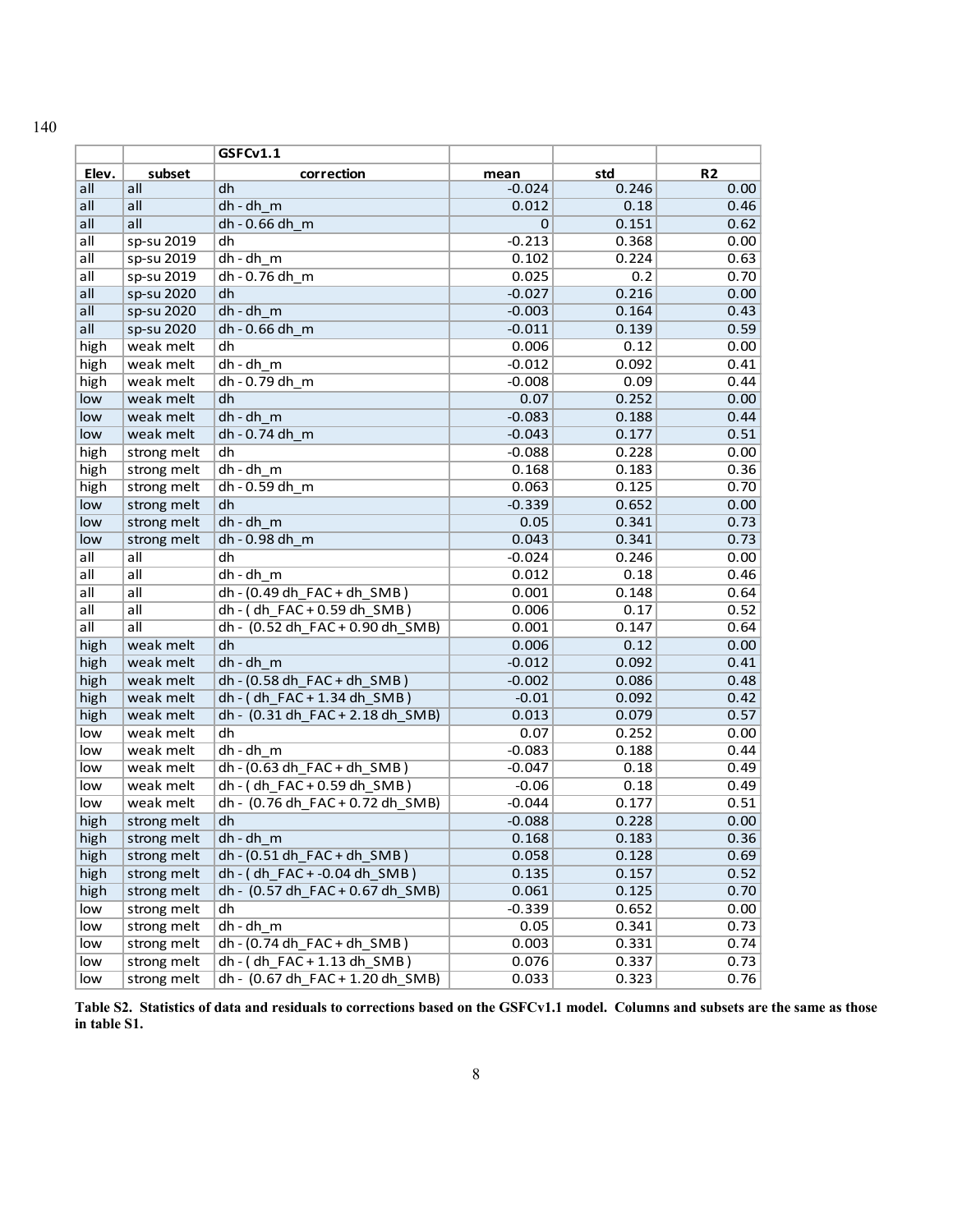| | | GSFCv1.1 | | | |
|---|---|---|---|---|---|
| Elev. | subset | correction | mean | std | R2 |
| all | all | dh | -0.024 | 0.246 | 0.00 |
| all | all | dh - dh_m | 0.012 | 0.18 | 0.46 |
| all | all | dh - 0.66 dh_m | 0 | 0.151 | 0.62 |
| all | sp-su 2019 | dh | -0.213 | 0.368 | 0.00 |
| all | sp-su 2019 | dh - dh_m | 0.102 | 0.224 | 0.63 |
| all | sp-su 2019 | dh - 0.76 dh_m | 0.025 | 0.2 | 0.70 |
| all | sp-su 2020 | dh | -0.027 | 0.216 | 0.00 |
| all | sp-su 2020 | dh - dh_m | -0.003 | 0.164 | 0.43 |
| all | sp-su 2020 | dh - 0.66 dh_m | -0.011 | 0.139 | 0.59 |
| high | weak melt | dh | 0.006 | 0.12 | 0.00 |
| high | weak melt | dh - dh_m | -0.012 | 0.092 | 0.41 |
| high | weak melt | dh - 0.79 dh_m | -0.008 | 0.09 | 0.44 |
| low | weak melt | dh | 0.07 | 0.252 | 0.00 |
| low | weak melt | dh - dh_m | -0.083 | 0.188 | 0.44 |
| low | weak melt | dh - 0.74 dh_m | -0.043 | 0.177 | 0.51 |
| high | strong melt | dh | -0.088 | 0.228 | 0.00 |
| high | strong melt | dh - dh_m | 0.168 | 0.183 | 0.36 |
| high | strong melt | dh - 0.59 dh_m | 0.063 | 0.125 | 0.70 |
| low | strong melt | dh | -0.339 | 0.652 | 0.00 |
| low | strong melt | dh - dh_m | 0.05 | 0.341 | 0.73 |
| low | strong melt | dh - 0.98 dh_m | 0.043 | 0.341 | 0.73 |
| all | all | dh | -0.024 | 0.246 | 0.00 |
| all | all | dh - dh_m | 0.012 | 0.18 | 0.46 |
| all | all | dh - (0.49 dh_FAC + dh_SMB ) | 0.001 | 0.148 | 0.64 |
| all | all | dh - ( dh_FAC + 0.59 dh_SMB ) | 0.006 | 0.17 | 0.52 |
| all | all | dh - (0.52 dh_FAC + 0.90 dh_SMB) | 0.001 | 0.147 | 0.64 |
| high | weak melt | dh | 0.006 | 0.12 | 0.00 |
| high | weak melt | dh - dh_m | -0.012 | 0.092 | 0.41 |
| high | weak melt | dh - (0.58 dh_FAC + dh_SMB ) | -0.002 | 0.086 | 0.48 |
| high | weak melt | dh - ( dh_FAC + 1.34 dh_SMB ) | -0.01 | 0.092 | 0.42 |
| high | weak melt | dh - (0.31 dh_FAC + 2.18 dh_SMB) | 0.013 | 0.079 | 0.57 |
| low | weak melt | dh | 0.07 | 0.252 | 0.00 |
| low | weak melt | dh - dh_m | -0.083 | 0.188 | 0.44 |
| low | weak melt | dh - (0.63 dh_FAC + dh_SMB ) | -0.047 | 0.18 | 0.49 |
| low | weak melt | dh - ( dh_FAC + 0.59 dh_SMB ) | -0.06 | 0.18 | 0.49 |
| low | weak melt | dh - (0.76 dh_FAC + 0.72 dh_SMB) | -0.044 | 0.177 | 0.51 |
| high | strong melt | dh | -0.088 | 0.228 | 0.00 |
| high | strong melt | dh - dh_m | 0.168 | 0.183 | 0.36 |
| high | strong melt | dh - (0.51 dh_FAC + dh_SMB ) | 0.058 | 0.128 | 0.69 |
| high | strong melt | dh - ( dh_FAC + -0.04 dh_SMB ) | 0.135 | 0.157 | 0.52 |
| high | strong melt | dh - (0.57 dh_FAC + 0.67 dh_SMB) | 0.061 | 0.125 | 0.70 |
| low | strong melt | dh | -0.339 | 0.652 | 0.00 |
| low | strong melt | dh - dh_m | 0.05 | 0.341 | 0.73 |
| low | strong melt | dh - (0.74 dh_FAC + dh_SMB ) | 0.003 | 0.331 | 0.74 |
| low | strong melt | dh - ( dh_FAC + 1.13 dh_SMB ) | 0.076 | 0.337 | 0.73 |
| low | strong melt | dh - (0.67 dh_FAC + 1.20 dh_SMB) | 0.033 | 0.323 | 0.76 |

**Table S2. Statistics of data and residuals to corrections based on the GSFCv1.1 model. Columns and subsets are the same as those in table S1.**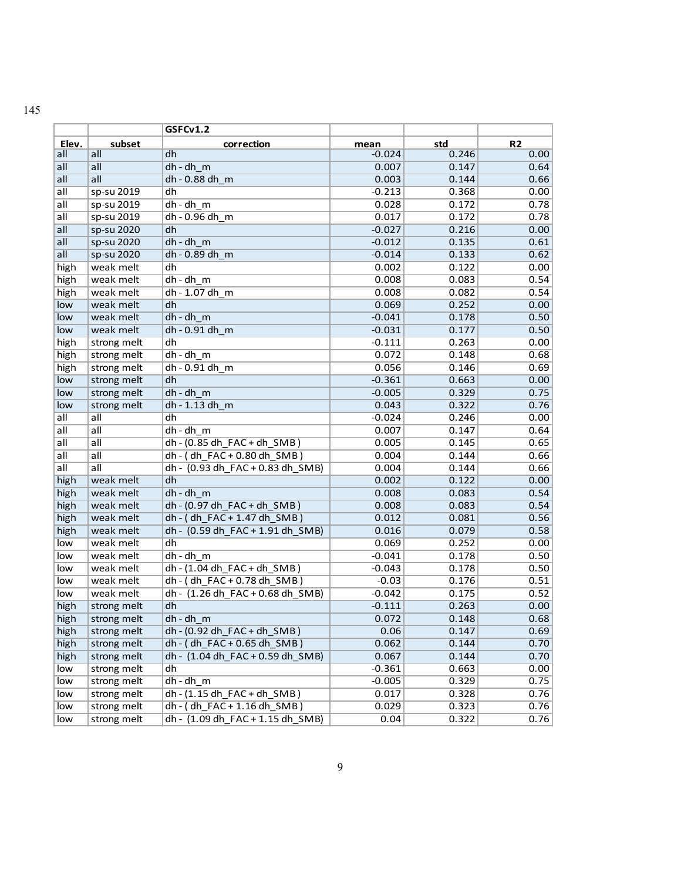145

| | | GSFCv1.2 | | | |
|---|---|---|---|---|---|
| Elev. | subset | correction | mean | std | R2 |
| all | all | dh | -0.024 | 0.246 | 0.00 |
| all | all | dh - dh_m | 0.007 | 0.147 | 0.64 |
| all | all | dh - 0.88 dh_m | 0.003 | 0.144 | 0.66 |
| all | sp-su 2019 | dh | -0.213 | 0.368 | 0.00 |
| all | sp-su 2019 | dh - dh_m | 0.028 | 0.172 | 0.78 |
| all | sp-su 2019 | dh - 0.96 dh_m | 0.017 | 0.172 | 0.78 |
| all | sp-su 2020 | dh | -0.027 | 0.216 | 0.00 |
| all | sp-su 2020 | dh - dh_m | -0.012 | 0.135 | 0.61 |
| all | sp-su 2020 | dh - 0.89 dh_m | -0.014 | 0.133 | 0.62 |
| high | weak melt | dh | 0.002 | 0.122 | 0.00 |
| high | weak melt | dh - dh_m | 0.008 | 0.083 | 0.54 |
| high | weak melt | dh - 1.07 dh_m | 0.008 | 0.082 | 0.54 |
| low | weak melt | dh | 0.069 | 0.252 | 0.00 |
| low | weak melt | dh - dh_m | -0.041 | 0.178 | 0.50 |
| low | weak melt | dh - 0.91 dh_m | -0.031 | 0.177 | 0.50 |
| high | strong melt | dh | -0.111 | 0.263 | 0.00 |
| high | strong melt | dh - dh_m | 0.072 | 0.148 | 0.68 |
| high | strong melt | dh - 0.91 dh_m | 0.056 | 0.146 | 0.69 |
| low | strong melt | dh | -0.361 | 0.663 | 0.00 |
| low | strong melt | dh - dh_m | -0.005 | 0.329 | 0.75 |
| low | strong melt | dh - 1.13 dh_m | 0.043 | 0.322 | 0.76 |
| all | all | dh | -0.024 | 0.246 | 0.00 |
| all | all | dh - dh_m | 0.007 | 0.147 | 0.64 |
| all | all | dh - (0.85 dh_FAC + dh_SMB ) | 0.005 | 0.145 | 0.65 |
| all | all | dh - ( dh_FAC + 0.80 dh_SMB ) | 0.004 | 0.144 | 0.66 |
| all | all | dh - (0.93 dh_FAC + 0.83 dh_SMB) | 0.004 | 0.144 | 0.66 |
| high | weak melt | dh | 0.002 | 0.122 | 0.00 |
| high | weak melt | dh - dh_m | 0.008 | 0.083 | 0.54 |
| high | weak melt | dh - (0.97 dh_FAC + dh_SMB ) | 0.008 | 0.083 | 0.54 |
| high | weak melt | dh - ( dh_FAC + 1.47 dh_SMB ) | 0.012 | 0.081 | 0.56 |
| high | weak melt | dh - (0.59 dh_FAC + 1.91 dh_SMB) | 0.016 | 0.079 | 0.58 |
| low | weak melt | dh | 0.069 | 0.252 | 0.00 |
| low | weak melt | dh - dh_m | -0.041 | 0.178 | 0.50 |
| low | weak melt | dh - (1.04 dh_FAC + dh_SMB ) | -0.043 | 0.178 | 0.50 |
| low | weak melt | dh - ( dh_FAC + 0.78 dh_SMB ) | -0.03 | 0.176 | 0.51 |
| low | weak melt | dh - (1.26 dh_FAC + 0.68 dh_SMB) | -0.042 | 0.175 | 0.52 |
| high | strong melt | dh | -0.111 | 0.263 | 0.00 |
| high | strong melt | dh - dh_m | 0.072 | 0.148 | 0.68 |
| high | strong melt | dh - (0.92 dh_FAC + dh_SMB ) | 0.06 | 0.147 | 0.69 |
| high | strong melt | dh - ( dh_FAC + 0.65 dh_SMB ) | 0.062 | 0.144 | 0.70 |
| high | strong melt | dh - (1.04 dh_FAC + 0.59 dh_SMB) | 0.067 | 0.144 | 0.70 |
| low | strong melt | dh | -0.361 | 0.663 | 0.00 |
| low | strong melt | dh - dh_m | -0.005 | 0.329 | 0.75 |
| low | strong melt | dh - (1.15 dh_FAC + dh_SMB ) | 0.017 | 0.328 | 0.76 |
| low | strong melt | dh - ( dh_FAC + 1.16 dh_SMB ) | 0.029 | 0.323 | 0.76 |
| low | strong melt | dh - (1.09 dh_FAC + 1.15 dh_SMB) | 0.04 | 0.322 | 0.76 |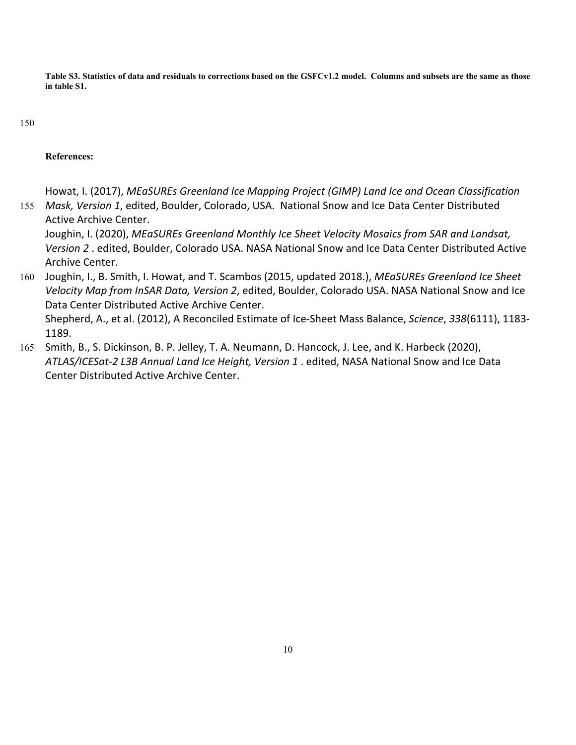**Table S3. Statistics of data and residuals to corrections based on the GSFCv1.2 model. Columns and subsets are the same as those in table S1.**

**References:**

Howat, I. (2017), *MEaSUREs Greenland Ice Mapping Project (GIMP) Land Ice and Ocean Classification Mask, Version 1*, edited, Boulder, Colorado, USA. National Snow and Ice Data Center Distributed Active Archive Center.

Joughin, I. (2020), *MEaSUREs Greenland Monthly Ice Sheet Velocity Mosaics from SAR and Landsat, Version 2* . edited, Boulder, Colorado USA. NASA National Snow and Ice Data Center Distributed Active Archive Center.

Joughin, I., B. Smith, I. Howat, and T. Scambos (2015, updated 2018.), *MEaSUREs Greenland Ice Sheet Velocity Map from InSAR Data, Version 2*, edited, Boulder, Colorado USA. NASA National Snow and Ice Data Center Distributed Active Archive Center.

Shepherd, A., et al. (2012), A Reconciled Estimate of Ice-Sheet Mass Balance, *Science*, *338*(6111), 1183-1189.

Smith, B., S. Dickinson, B. P. Jelley, T. A. Neumann, D. Hancock, J. Lee, and K. Harbeck (2020), *ATLAS/ICESat-2 L3B Annual Land Ice Height, Version 1* . edited, NASA National Snow and Ice Data Center Distributed Active Archive Center.